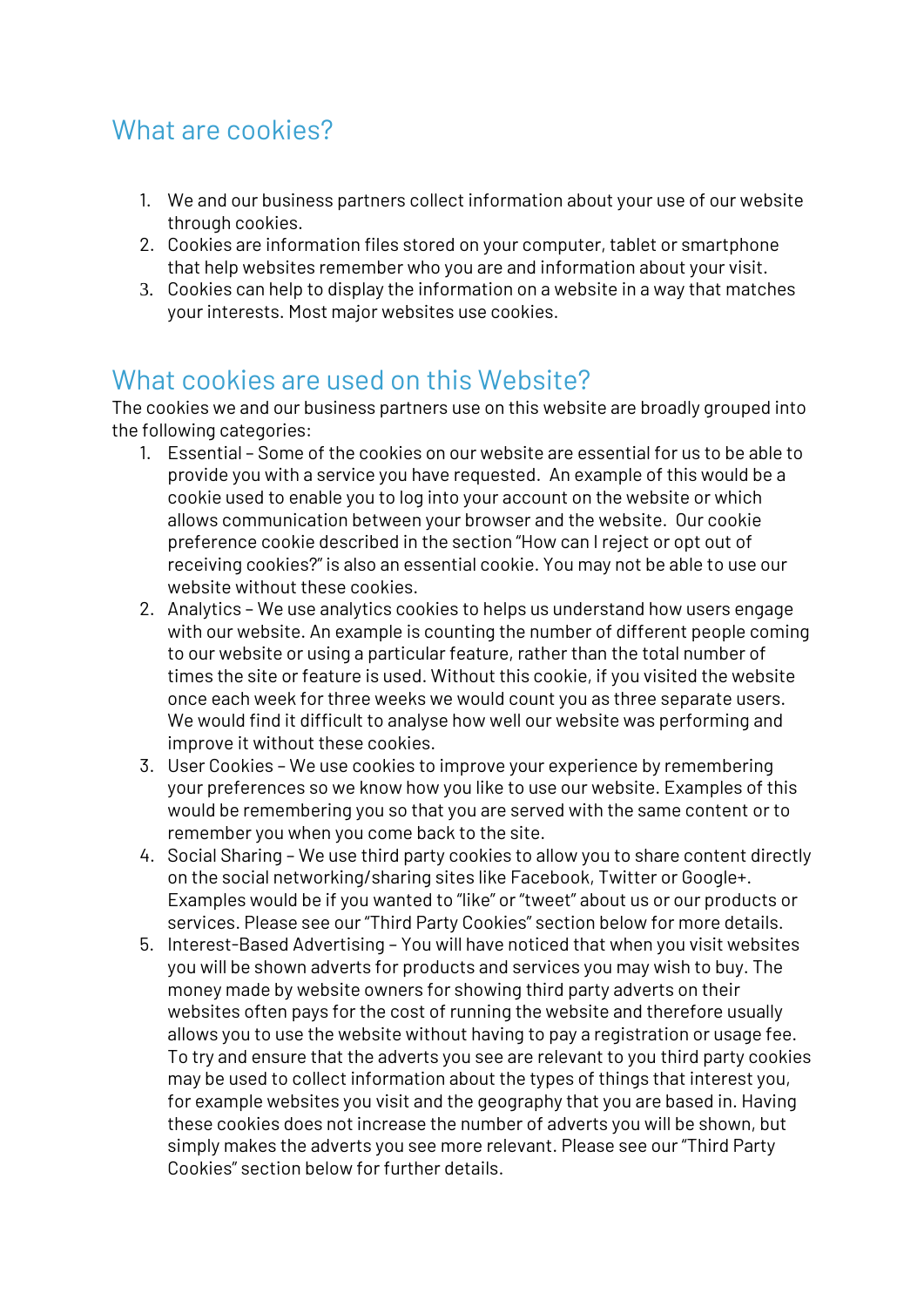## What are cookies?

1. We and our business partners collect information about your use of our website through cookies.
2. Cookies are information files stored on your computer, tablet or smartphone that help websites remember who you are and information about your visit.
3. Cookies can help to display the information on a website in a way that matches your interests. Most major websites use cookies.

## What cookies are used on this Website?

The cookies we and our business partners use on this website are broadly grouped into the following categories:

1. Essential – Some of the cookies on our website are essential for us to be able to provide you with a service you have requested. An example of this would be a cookie used to enable you to log into your account on the website or which allows communication between your browser and the website. Our cookie preference cookie described in the section "How can I reject or opt out of receiving cookies?" is also an essential cookie. You may not be able to use our website without these cookies.
2. Analytics – We use analytics cookies to helps us understand how users engage with our website. An example is counting the number of different people coming to our website or using a particular feature, rather than the total number of times the site or feature is used. Without this cookie, if you visited the website once each week for three weeks we would count you as three separate users. We would find it difficult to analyse how well our website was performing and improve it without these cookies.
3. User Cookies – We use cookies to improve your experience by remembering your preferences so we know how you like to use our website. Examples of this would be remembering you so that you are served with the same content or to remember you when you come back to the site.
4. Social Sharing – We use third party cookies to allow you to share content directly on the social networking/sharing sites like Facebook, Twitter or Google+. Examples would be if you wanted to "like" or "tweet" about us or our products or services. Please see our "Third Party Cookies" section below for more details.
5. Interest-Based Advertising – You will have noticed that when you visit websites you will be shown adverts for products and services you may wish to buy. The money made by website owners for showing third party adverts on their websites often pays for the cost of running the website and therefore usually allows you to use the website without having to pay a registration or usage fee. To try and ensure that the adverts you see are relevant to you third party cookies may be used to collect information about the types of things that interest you, for example websites you visit and the geography that you are based in. Having these cookies does not increase the number of adverts you will be shown, but simply makes the adverts you see more relevant. Please see our "Third Party Cookies" section below for further details.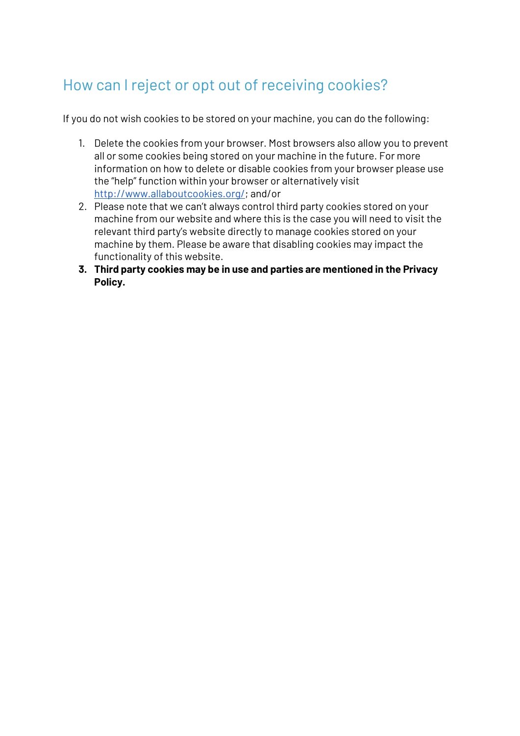## How can I reject or opt out of receiving cookies?

If you do not wish cookies to be stored on your machine, you can do the following:

1. Delete the cookies from your browser. Most browsers also allow you to prevent all or some cookies being stored on your machine in the future. For more information on how to delete or disable cookies from your browser please use the "help" function within your browser or alternatively visit [http://www.allaboutcookies.org/](http://www.allaboutcookies.org/); and/or
2. Please note that we can't always control third party cookies stored on your machine from our website and where this is the case you will need to visit the relevant third party's website directly to manage cookies stored on your machine by them. Please be aware that disabling cookies may impact the functionality of this website.
3. **Third party cookies may be in use and parties are mentioned in the Privacy Policy.**